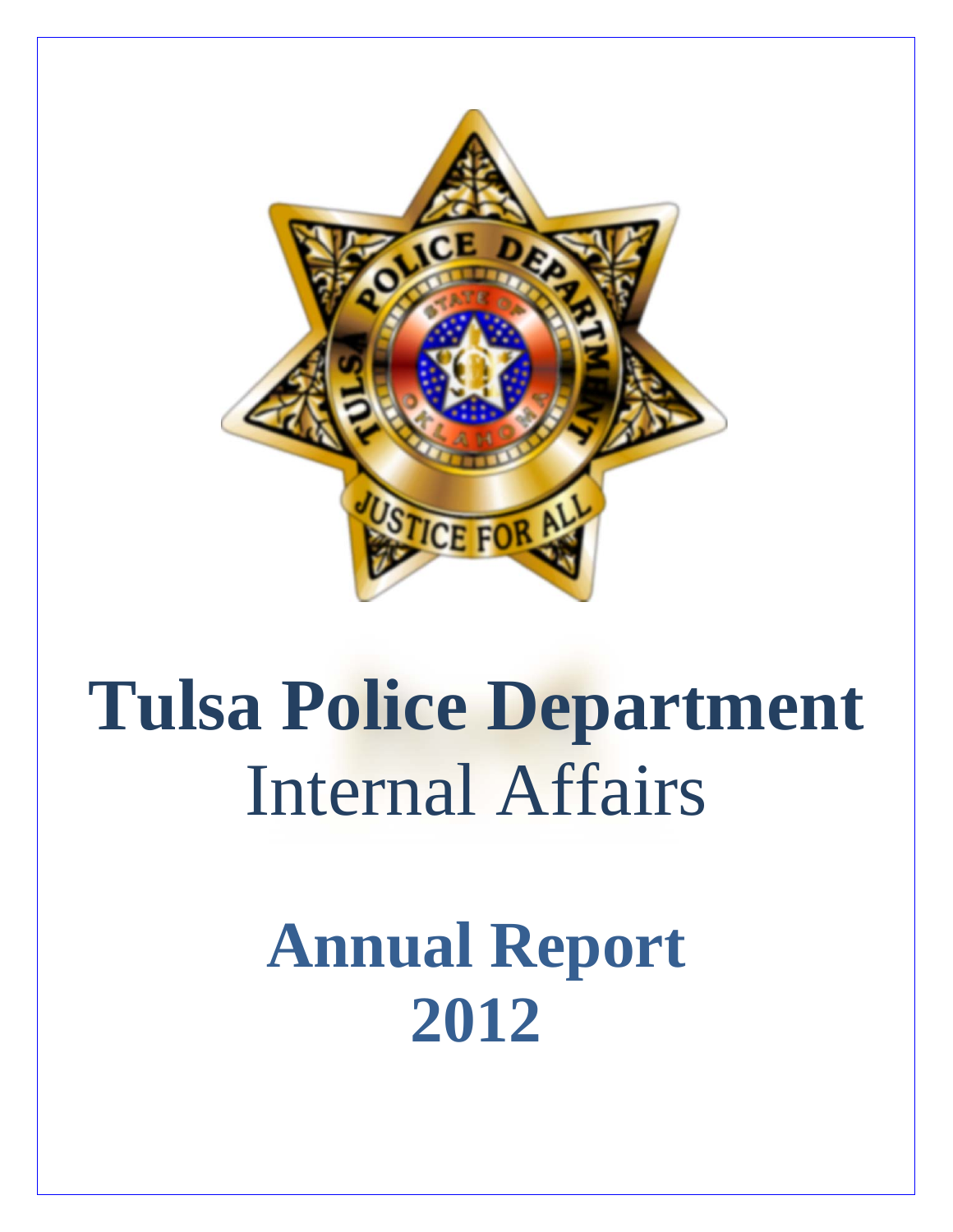# Tulsa Police Department
## Internal Affairs

# Annual Report 2012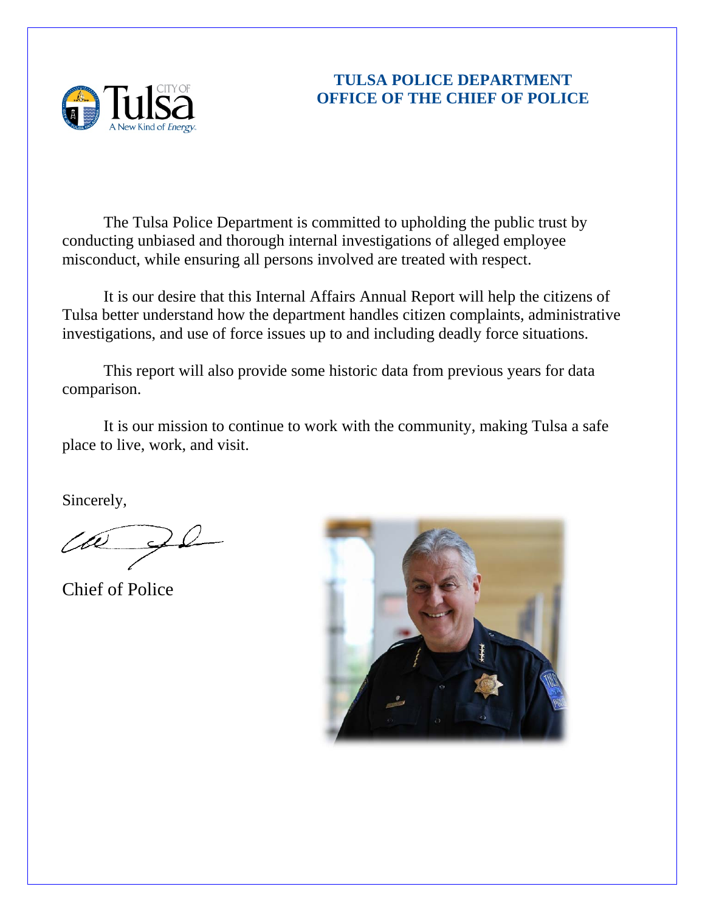# TULSA POLICE DEPARTMENT
# OFFICE OF THE CHIEF OF POLICE

The Tulsa Police Department is committed to upholding the public trust by conducting unbiased and thorough internal investigations of alleged employee misconduct, while ensuring all persons involved are treated with respect.

It is our desire that this Internal Affairs Annual Report will help the citizens of Tulsa better understand how the department handles citizen complaints, administrative investigations, and use of force issues up to and including deadly force situations.

This report will also provide some historic data from previous years for data comparison.

It is our mission to continue to work with the community, making Tulsa a safe place to live, work, and visit.

Sincerely,

Chief of Police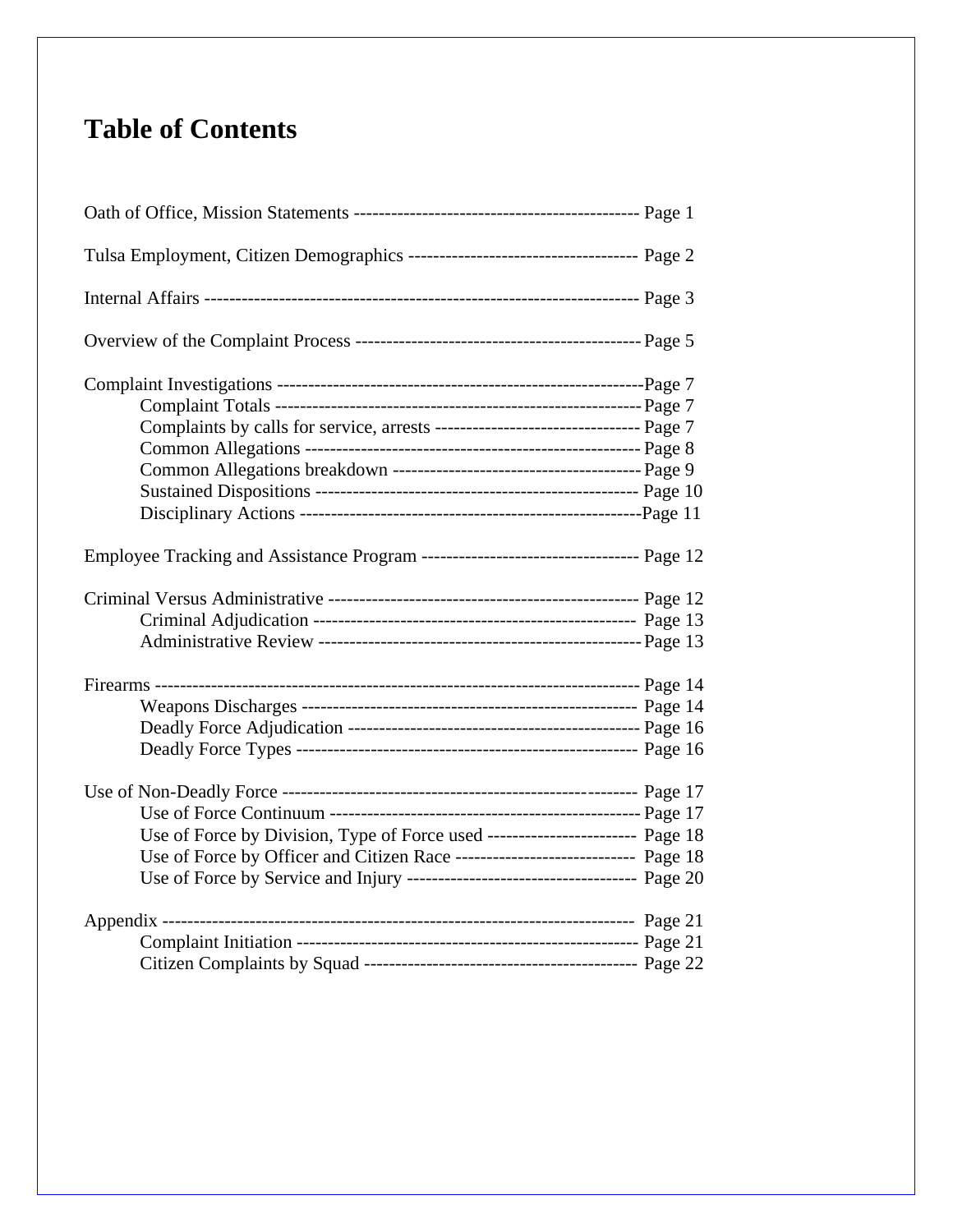# Table of Contents

Oath of Office, Mission Statements ---------------------------------------------- Page 1

Tulsa Employment, Citizen Demographics ------------------------------------ Page 2

Internal Affairs ---------------------------------------------------------------------- Page 3

Overview of the Complaint Process ---------------------------------------------- Page 5

Complaint Investigations -----------------------------------------------------------Page 7
- Complaint Totals ----------------------------------------------------------- Page 7
- Complaints by calls for service, arrests --------------------------------- Page 7
- Common Allegations ------------------------------------------------------ Page 8
- Common Allegations breakdown ---------------------------------------- Page 9
- Sustained Dispositions ---------------------------------------------------- Page 10
- Disciplinary Actions -------------------------------------------------------Page 11

Employee Tracking and Assistance Program ----------------------------------- Page 12

Criminal Versus Administrative -------------------------------------------------- Page 12
- Criminal Adjudication ---------------------------------------------------- Page 13
- Administrative Review ---------------------------------------------------- Page 13

Firearms ------------------------------------------------------------------------------ Page 14
- Weapons Discharges ------------------------------------------------------ Page 14
- Deadly Force Adjudication ----------------------------------------------- Page 16
- Deadly Force Types ------------------------------------------------------- Page 16

Use of Non-Deadly Force ---------------------------------------------------------- Page 17
- Use of Force Continuum -------------------------------------------------- Page 17
- Use of Force by Division, Type of Force used ------------------------ Page 18
- Use of Force by Officer and Citizen Race ----------------------------- Page 18
- Use of Force by Service and Injury ------------------------------------- Page 20

Appendix ------------------------------------------------------------------------- Page 21
- Complaint Initiation ------------------------------------------------------- Page 21
- Citizen Complaints by Squad -------------------------------------------- Page 22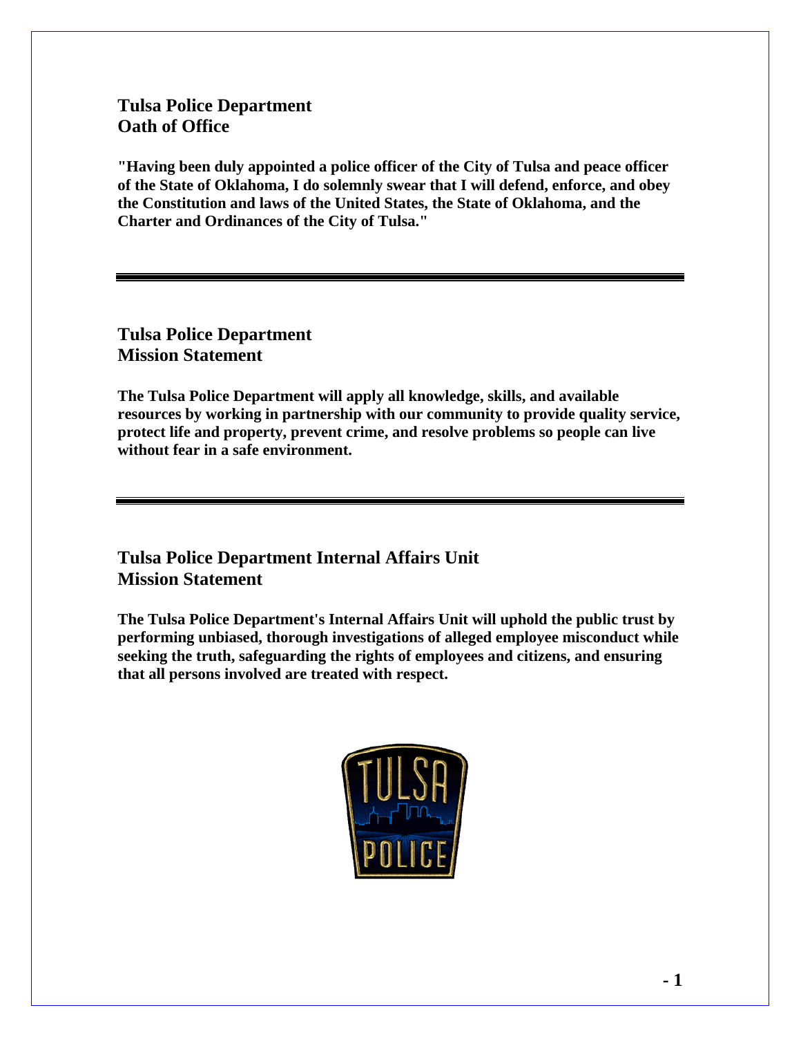## Tulsa Police Department
## Oath of Office

**"Having been duly appointed a police officer of the City of Tulsa and peace officer of the State of Oklahoma, I do solemnly swear that I will defend, enforce, and obey the Constitution and laws of the United States, the State of Oklahoma, and the Charter and Ordinances of the City of Tulsa."**

---

## Tulsa Police Department
## Mission Statement

**The Tulsa Police Department will apply all knowledge, skills, and available resources by working in partnership with our community to provide quality service, protect life and property, prevent crime, and resolve problems so people can live without fear in a safe environment.**

---

## Tulsa Police Department Internal Affairs Unit
## Mission Statement

**The Tulsa Police Department's Internal Affairs Unit will uphold the public trust by performing unbiased, thorough investigations of alleged employee misconduct while seeking the truth, safeguarding the rights of employees and citizens, and ensuring that all persons involved are treated with respect.**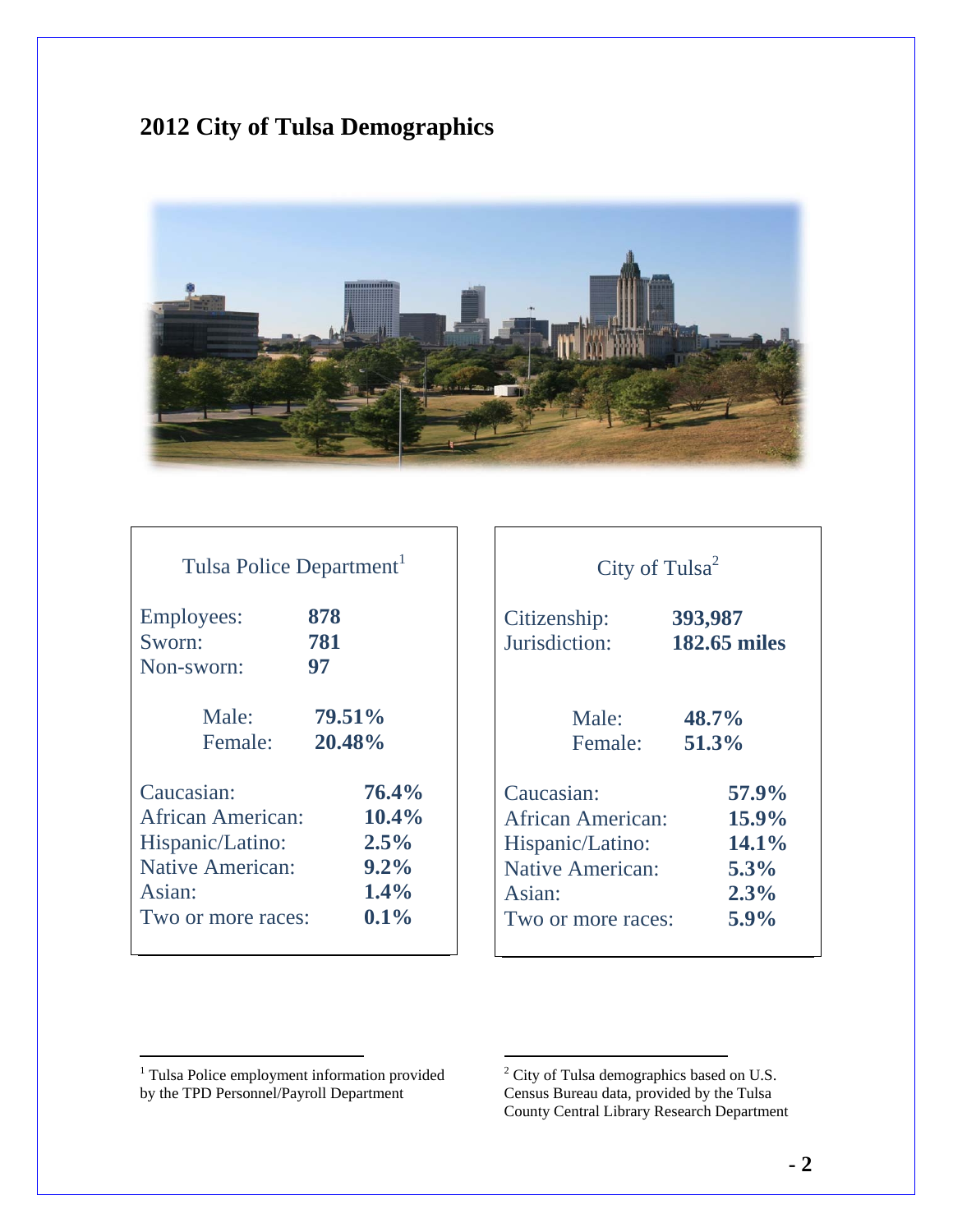# 2012 City of Tulsa Demographics

| Tulsa Police Department[1] | |
|---|---|
| Employees: | **878** |
| Sworn: | **781** |
| Non-sworn: | **97** |
| Male: | **79.51%** |
| Female: | **20.48%** |
| Caucasian: | **76.4%** |
| African American: | **10.4%** |
| Hispanic/Latino: | **2.5%** |
| Native American: | **9.2%** |
| Asian: | **1.4%** |
| Two or more races: | **0.1%** |

| City of Tulsa[2] | |
|---|---|
| Citizenship: | **393,987** |
| Jurisdiction: | **182.65 miles** |
| Male: | **48.7%** |
| Female: | **51.3%** |
| Caucasian: | **57.9%** |
| African American: | **15.9%** |
| Hispanic/Latino: | **14.1%** |
| Native American: | **5.3%** |
| Asian: | **2.3%** |
| Two or more races: | **5.9%** |

[1] Tulsa Police employment information provided by the TPD Personnel/Payroll Department

[2] City of Tulsa demographics based on U.S. Census Bureau data, provided by the Tulsa County Central Library Research Department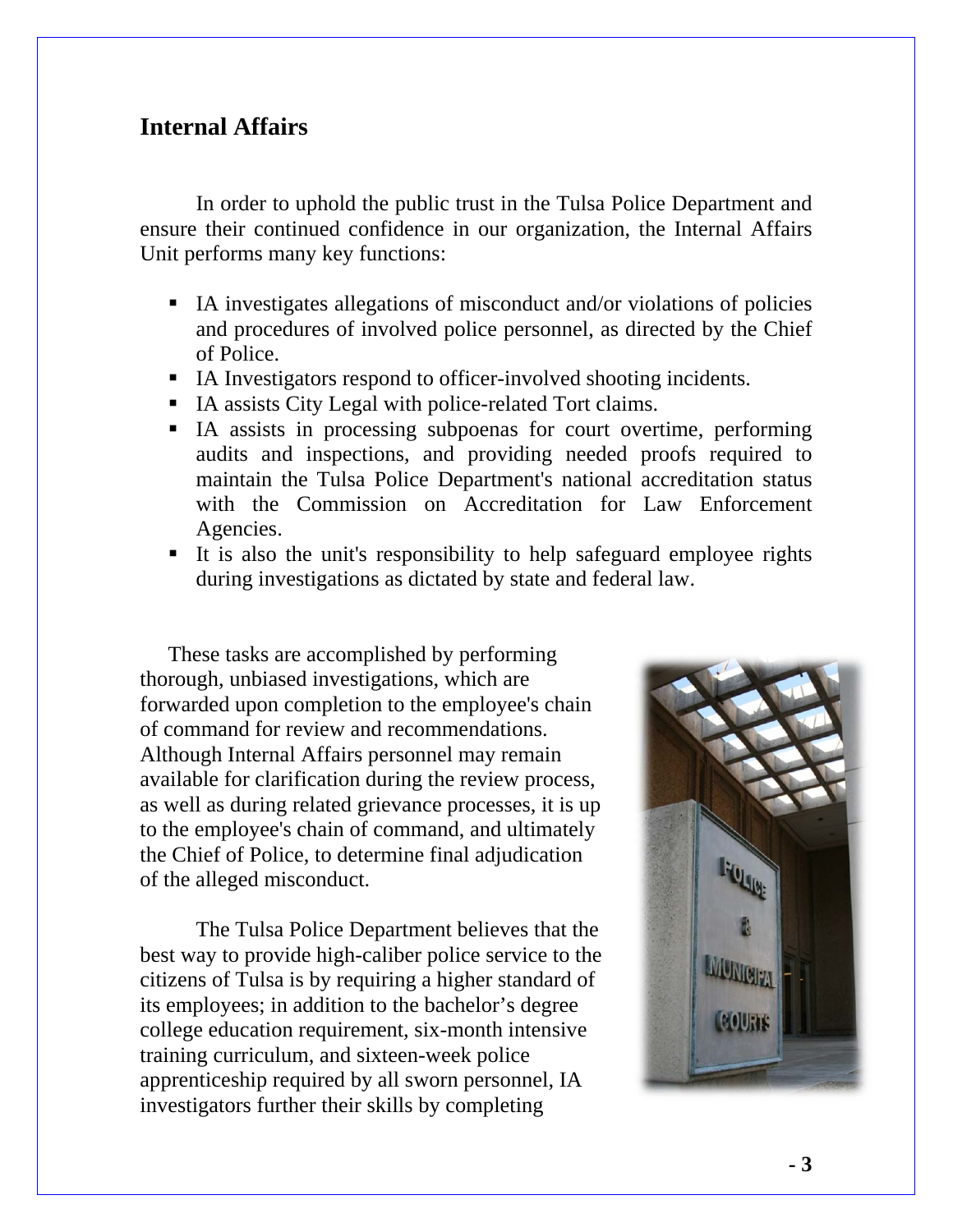## Internal Affairs

In order to uphold the public trust in the Tulsa Police Department and ensure their continued confidence in our organization, the Internal Affairs Unit performs many key functions:

- IA investigates allegations of misconduct and/or violations of policies and procedures of involved police personnel, as directed by the Chief of Police.
- IA Investigators respond to officer-involved shooting incidents.
- IA assists City Legal with police-related Tort claims.
- IA assists in processing subpoenas for court overtime, performing audits and inspections, and providing needed proofs required to maintain the Tulsa Police Department's national accreditation status with the Commission on Accreditation for Law Enforcement Agencies.
- It is also the unit's responsibility to help safeguard employee rights during investigations as dictated by state and federal law.

These tasks are accomplished by performing thorough, unbiased investigations, which are forwarded upon completion to the employee's chain of command for review and recommendations. Although Internal Affairs personnel may remain available for clarification during the review process, as well as during related grievance processes, it is up to the employee's chain of command, and ultimately the Chief of Police, to determine final adjudication of the alleged misconduct.

The Tulsa Police Department believes that the best way to provide high-caliber police service to the citizens of Tulsa is by requiring a higher standard of its employees; in addition to the bachelor's degree college education requirement, six-month intensive training curriculum, and sixteen-week police apprenticeship required by all sworn personnel, IA investigators further their skills by completing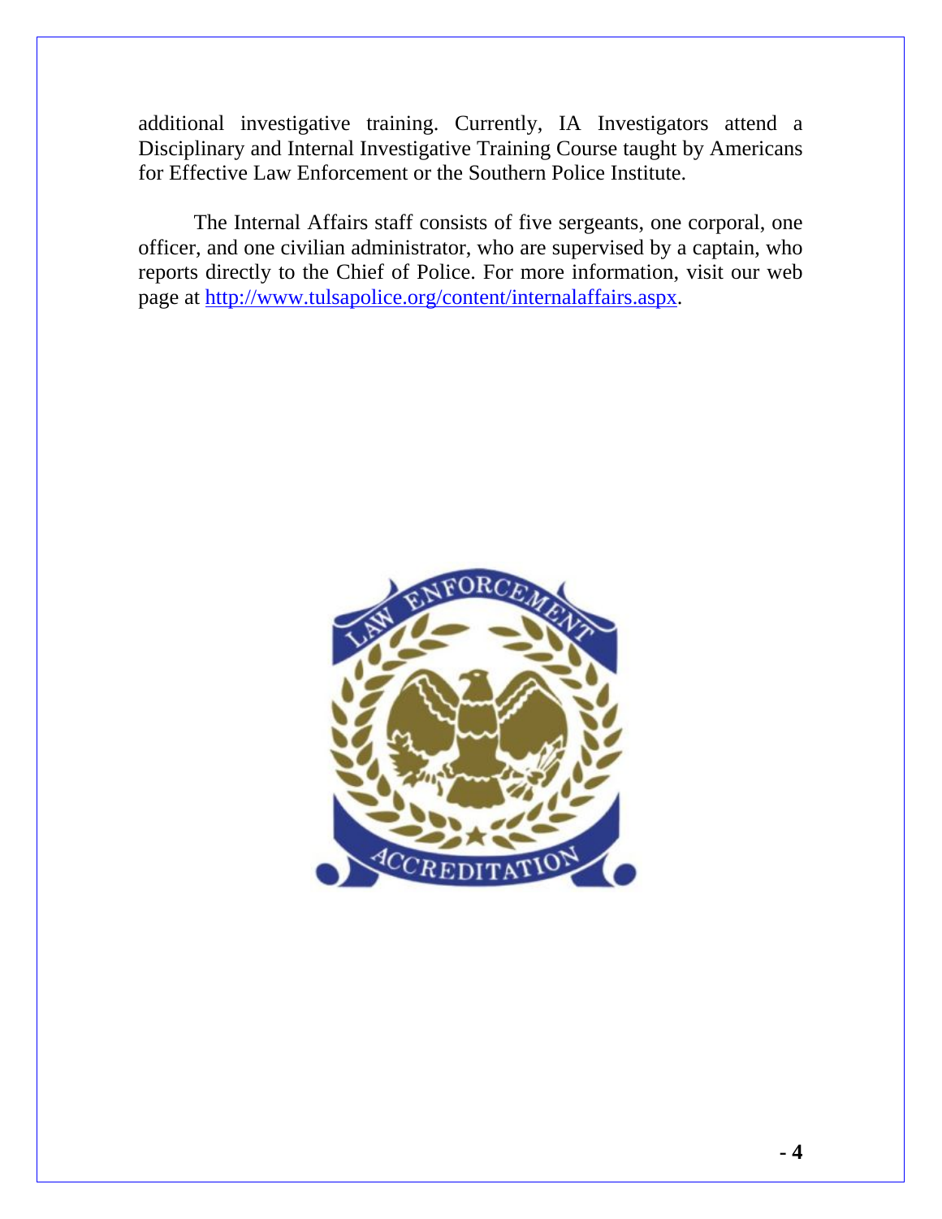additional investigative training. Currently, IA Investigators attend a Disciplinary and Internal Investigative Training Course taught by Americans for Effective Law Enforcement or the Southern Police Institute.

The Internal Affairs staff consists of five sergeants, one corporal, one officer, and one civilian administrator, who are supervised by a captain, who reports directly to the Chief of Police. For more information, visit our web page at [http://www.tulsapolice.org/content/internalaffairs.aspx](http://www.tulsapolice.org/content/internalaffairs.aspx).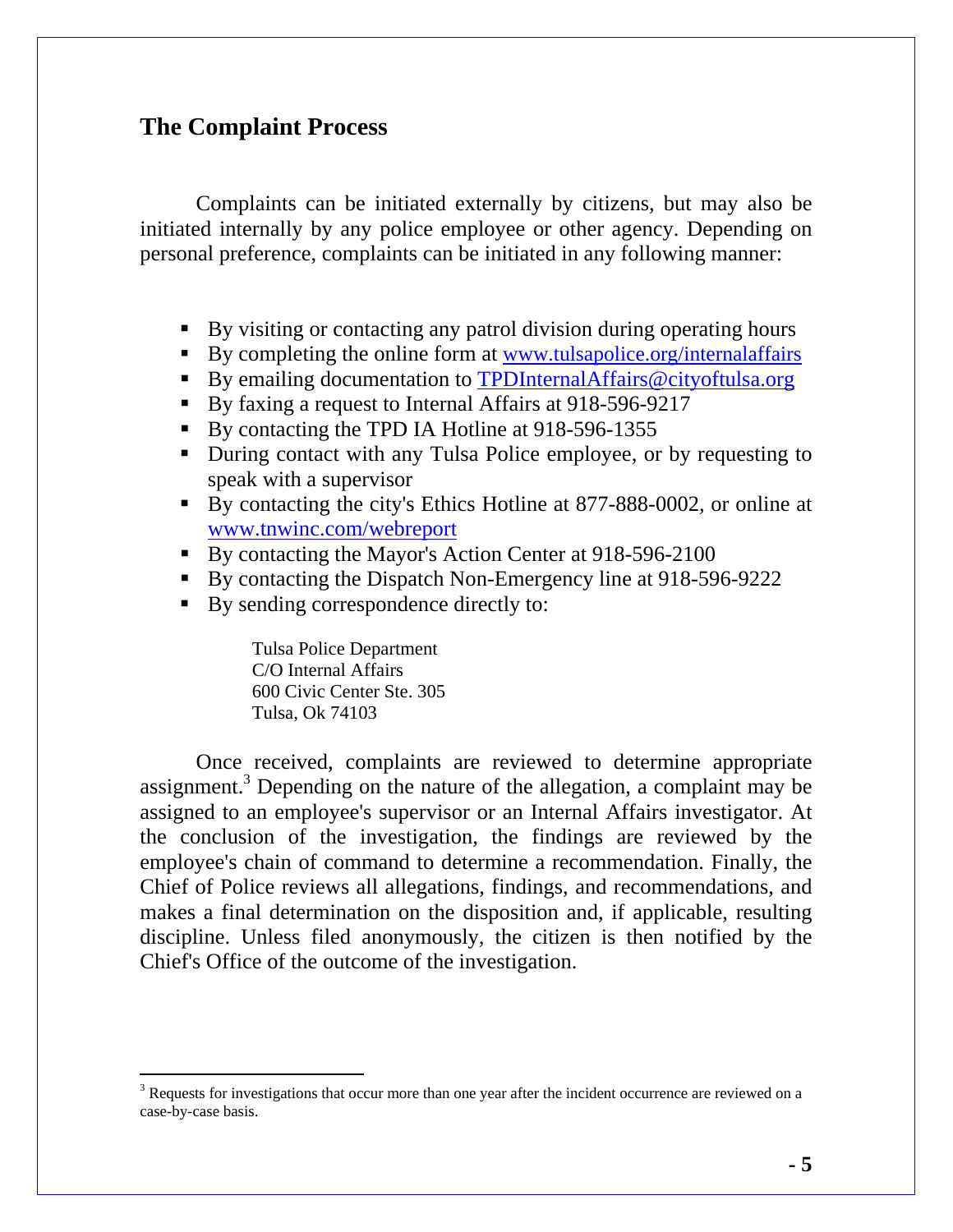## The Complaint Process

Complaints can be initiated externally by citizens, but may also be initiated internally by any police employee or other agency. Depending on personal preference, complaints can be initiated in any following manner:

- By visiting or contacting any patrol division during operating hours
- By completing the online form at www.tulsapolice.org/internalaffairs
- By emailing documentation to TPDInternalAffairs@cityoftulsa.org
- By faxing a request to Internal Affairs at 918-596-9217
- By contacting the TPD IA Hotline at 918-596-1355
- During contact with any Tulsa Police employee, or by requesting to speak with a supervisor
- By contacting the city's Ethics Hotline at 877-888-0002, or online at www.tnwinc.com/webreport
- By contacting the Mayor's Action Center at 918-596-2100
- By contacting the Dispatch Non-Emergency line at 918-596-9222
- By sending correspondence directly to:

    Tulsa Police Department
    C/O Internal Affairs
    600 Civic Center Ste. 305
    Tulsa, Ok 74103

Once received, complaints are reviewed to determine appropriate assignment.[3] Depending on the nature of the allegation, a complaint may be assigned to an employee's supervisor or an Internal Affairs investigator. At the conclusion of the investigation, the findings are reviewed by the employee's chain of command to determine a recommendation. Finally, the Chief of Police reviews all allegations, findings, and recommendations, and makes a final determination on the disposition and, if applicable, resulting discipline. Unless filed anonymously, the citizen is then notified by the Chief's Office of the outcome of the investigation.

[3] Requests for investigations that occur more than one year after the incident occurrence are reviewed on a case-by-case basis.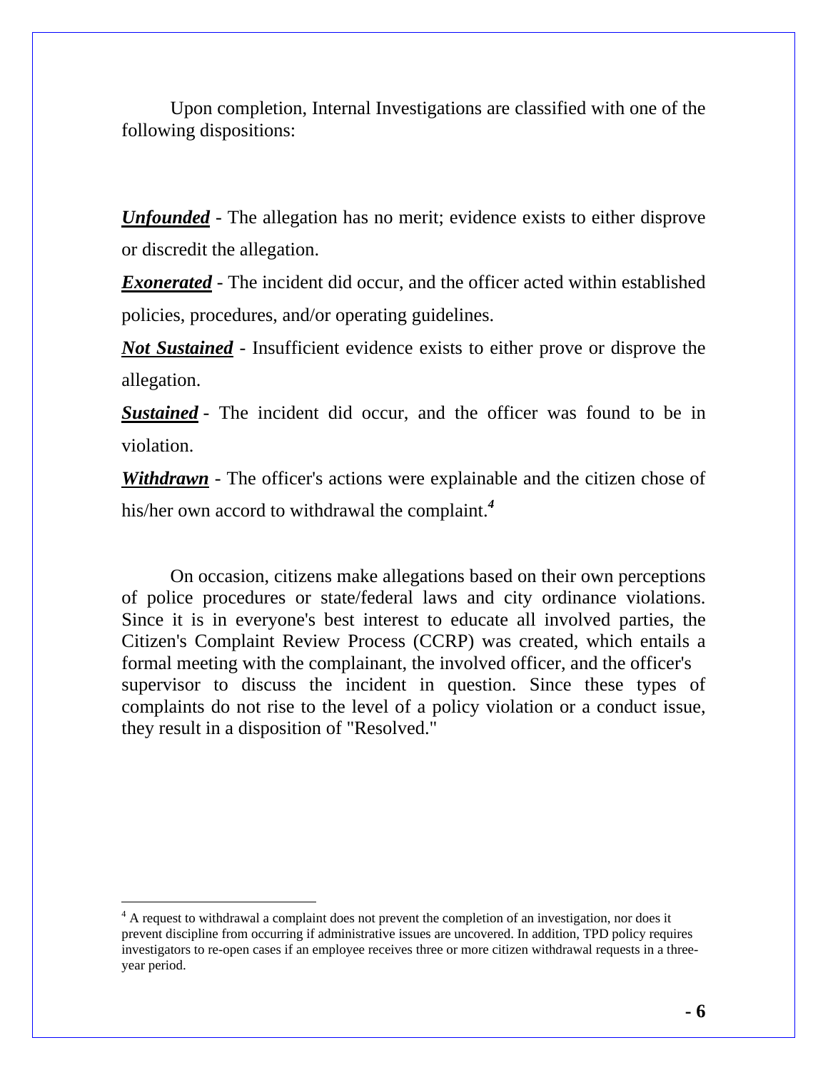Upon completion, Internal Investigations are classified with one of the following dispositions:

***Unfounded*** - The allegation has no merit; evidence exists to either disprove or discredit the allegation.

***Exonerated*** - The incident did occur, and the officer acted within established policies, procedures, and/or operating guidelines.

***Not Sustained*** - Insufficient evidence exists to either prove or disprove the allegation.

***Sustained*** - The incident did occur, and the officer was found to be in violation.

***Withdrawn*** - The officer's actions were explainable and the citizen chose of his/her own accord to withdrawal the complaint.[4]

On occasion, citizens make allegations based on their own perceptions of police procedures or state/federal laws and city ordinance violations. Since it is in everyone's best interest to educate all involved parties, the Citizen's Complaint Review Process (CCRP) was created, which entails a formal meeting with the complainant, the involved officer, and the officer's supervisor to discuss the incident in question. Since these types of complaints do not rise to the level of a policy violation or a conduct issue, they result in a disposition of "Resolved."

---

[4] A request to withdrawal a complaint does not prevent the completion of an investigation, nor does it prevent discipline from occurring if administrative issues are uncovered. In addition, TPD policy requires investigators to re-open cases if an employee receives three or more citizen withdrawal requests in a three-year period.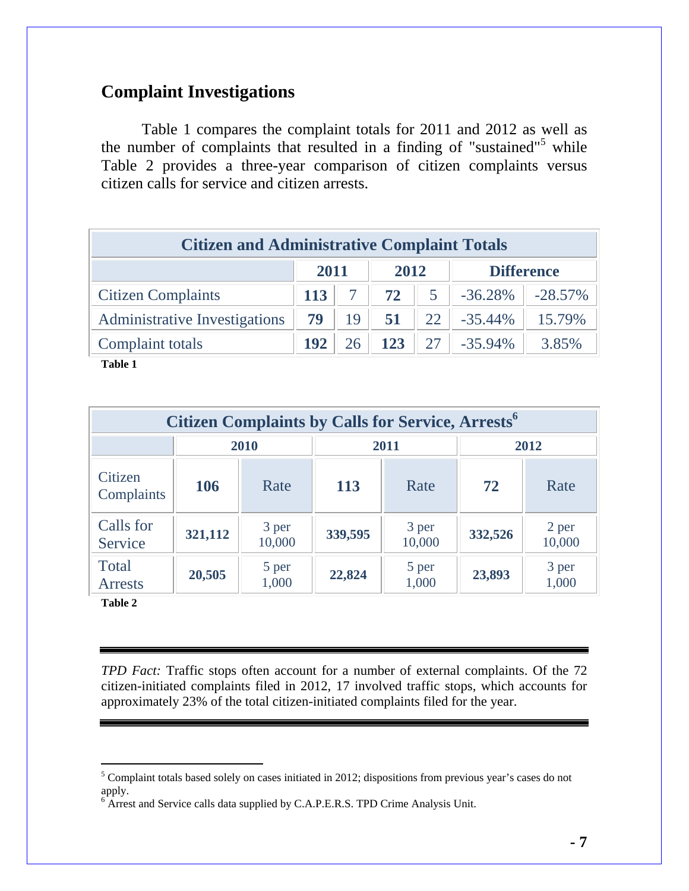## Complaint Investigations

Table 1 compares the complaint totals for 2011 and 2012 as well as the number of complaints that resulted in a finding of "sustained"[5] while Table 2 provides a three-year comparison of citizen complaints versus citizen calls for service and citizen arrests.

| Citizen and Administrative Complaint Totals | | | | | | |
|---|---|---|---|---|---|---|
| | 2011 | | 2012 | | Difference | |
| Citizen Complaints | **113** | 7 | **72** | 5 | -36.28% | -28.57% |
| Administrative Investigations | **79** | 19 | **51** | 22 | -35.44% | 15.79% |
| Complaint totals | **192** | 26 | **123** | 27 | -35.94% | 3.85% |

**Table 1**

| Citizen Complaints by Calls for Service, Arrests[6] | | | | | | |
|---|---|---|---|---|---|---|
| | 2010 | | 2011 | | 2012 | |
| Citizen Complaints | **106** | Rate | **113** | Rate | **72** | Rate |
| Calls for Service | **321,112** | 3 per 10,000 | **339,595** | 3 per 10,000 | **332,526** | 2 per 10,000 |
| Total Arrests | **20,505** | 5 per 1,000 | **22,824** | 5 per 1,000 | **23,893** | 3 per 1,000 |

**Table 2**

---

*TPD Fact:* Traffic stops often account for a number of external complaints. Of the 72 citizen-initiated complaints filed in 2012, 17 involved traffic stops, which accounts for approximately 23% of the total citizen-initiated complaints filed for the year.

---

[5] Complaint totals based solely on cases initiated in 2012; dispositions from previous year's cases do not apply.

[6] Arrest and Service calls data supplied by C.A.P.E.R.S. TPD Crime Analysis Unit.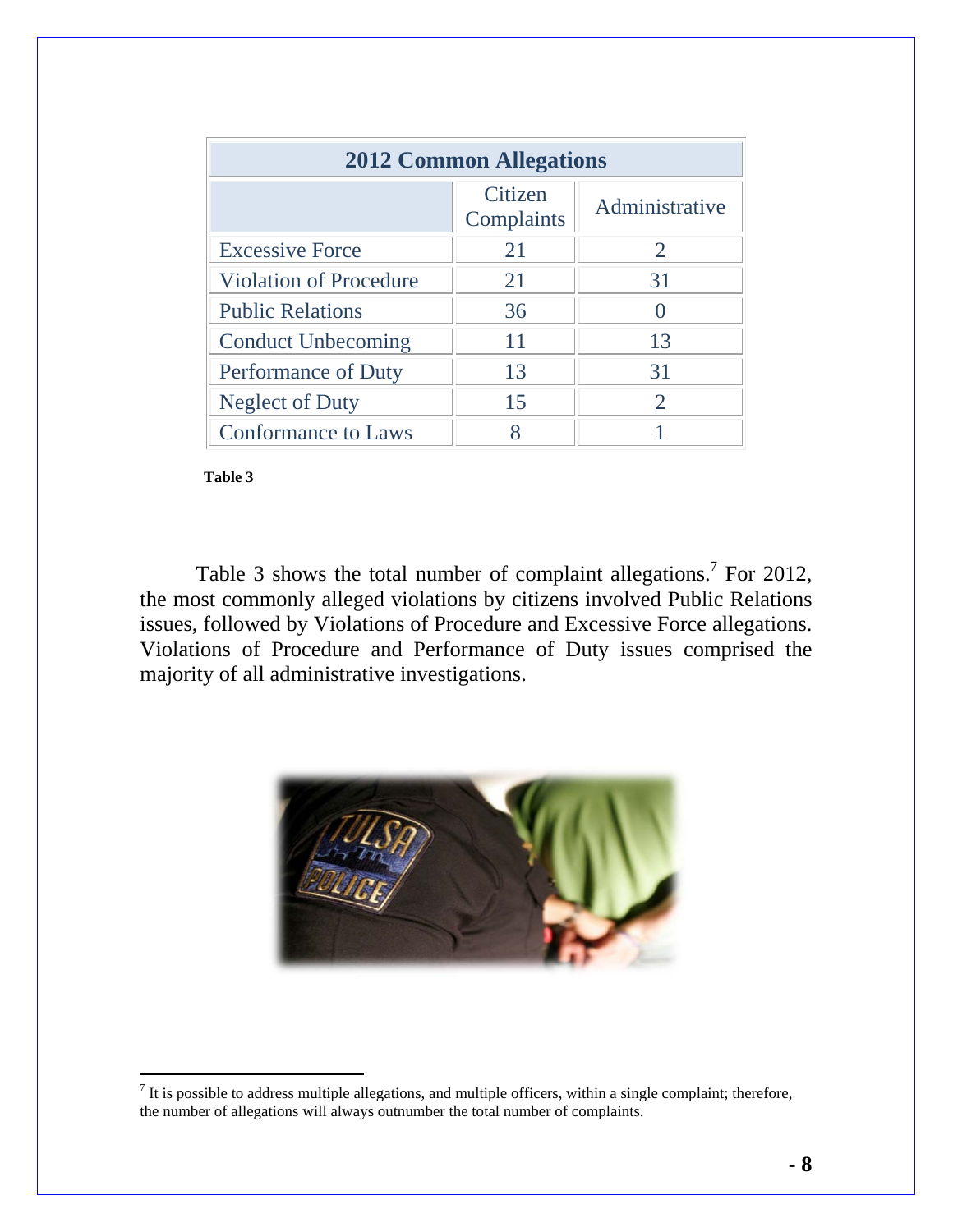| 2012 Common Allegations | | |
|---|---|---|
| | Citizen Complaints | Administrative |
| Excessive Force | 21 | 2 |
| Violation of Procedure | 21 | 31 |
| Public Relations | 36 | 0 |
| Conduct Unbecoming | 11 | 13 |
| Performance of Duty | 13 | 31 |
| Neglect of Duty | 15 | 2 |
| Conformance to Laws | 8 | 1 |

**Table 3**

Table 3 shows the total number of complaint allegations.[7] For 2012, the most commonly alleged violations by citizens involved Public Relations issues, followed by Violations of Procedure and Excessive Force allegations. Violations of Procedure and Performance of Duty issues comprised the majority of all administrative investigations.

[7] It is possible to address multiple allegations, and multiple officers, within a single complaint; therefore, the number of allegations will always outnumber the total number of complaints.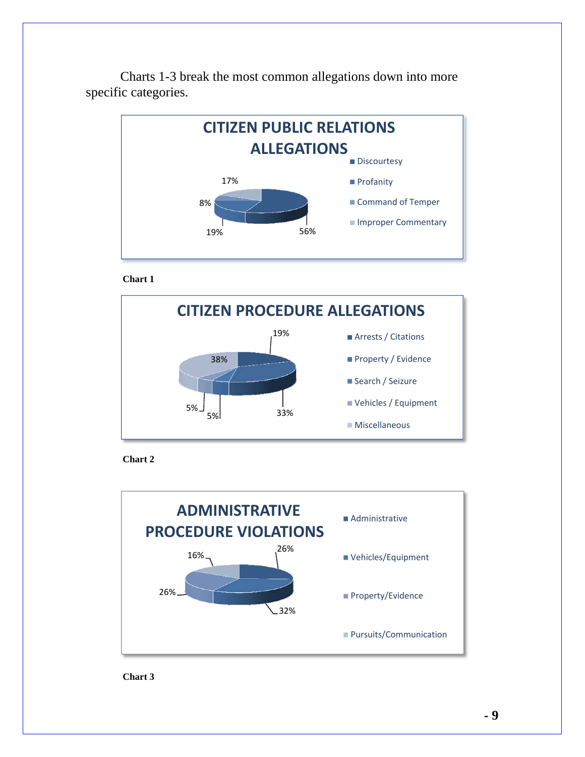Charts 1-3 break the most common allegations down into more specific categories.

**CITIZEN PUBLIC RELATIONS ALLEGATIONS**

| Category | Percentage |
|---|---|
| Discourtesy | 56% |
| Profanity | 19% |
| Command of Temper | 8% |
| Improper Commentary | 17% |

**Chart 1**

**CITIZEN PROCEDURE ALLEGATIONS**

| Category | Percentage |
|---|---|
| Arrests / Citations | 19% |
| Property / Evidence | 33% |
| Search / Seizure | 5% |
| Vehicles / Equipment | 5% |
| Miscellaneous | 38% |

**Chart 2**

**ADMINISTRATIVE PROCEDURE VIOLATIONS**

| Category | Percentage |
|---|---|
| Administrative | 26% |
| Vehicles/Equipment | 32% |
| Property/Evidence | 26% |
| Pursuits/Communication | 16% |

**Chart 3**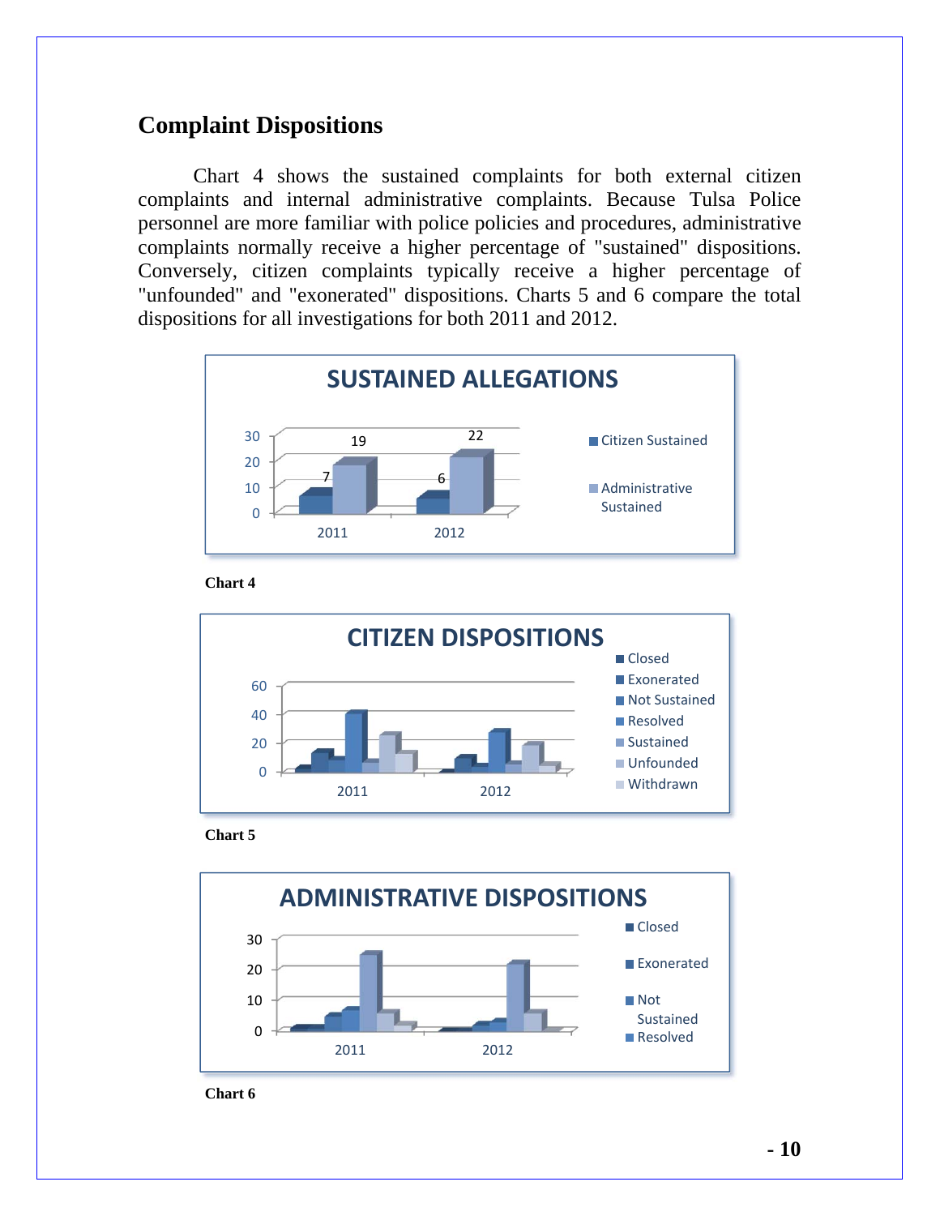## Complaint Dispositions

Chart 4 shows the sustained complaints for both external citizen complaints and internal administrative complaints. Because Tulsa Police personnel are more familiar with police policies and procedures, administrative complaints normally receive a higher percentage of "sustained" dispositions. Conversely, citizen complaints typically receive a higher percentage of "unfounded" and "exonerated" dispositions. Charts 5 and 6 compare the total dispositions for all investigations for both 2011 and 2012.

**SUSTAINED ALLEGATIONS**

| | Citizen Sustained | Administrative Sustained |
|---|---|---|
| 2011 | 7 | 19 |
| 2012 | 6 | 22 |

**Chart 4**

**CITIZEN DISPOSITIONS**

Legend: Closed, Exonerated, Not Sustained, Resolved, Sustained, Unfounded, Withdrawn

**Chart 5**

**ADMINISTRATIVE DISPOSITIONS**

Legend: Closed, Exonerated, Not Sustained, Resolved

**Chart 6**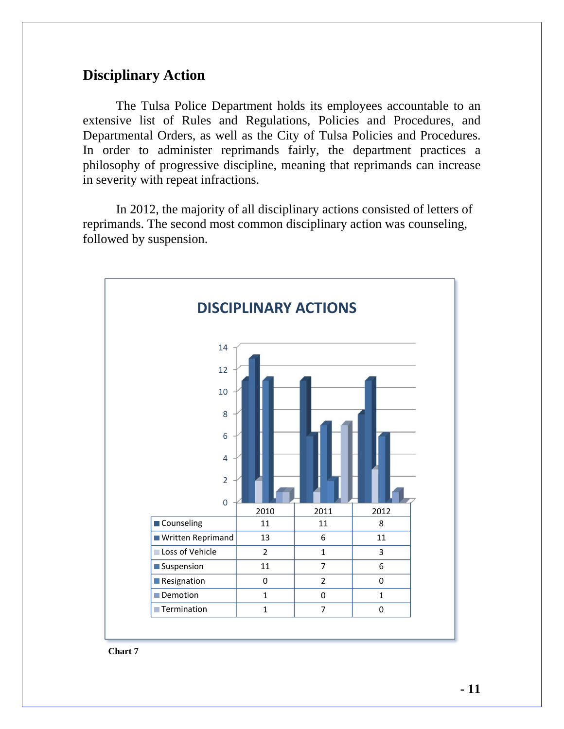## Disciplinary Action

The Tulsa Police Department holds its employees accountable to an extensive list of Rules and Regulations, Policies and Procedures, and Departmental Orders, as well as the City of Tulsa Policies and Procedures. In order to administer reprimands fairly, the department practices a philosophy of progressive discipline, meaning that reprimands can increase in severity with repeat infractions.

In 2012, the majority of all disciplinary actions consisted of letters of reprimands. The second most common disciplinary action was counseling, followed by suspension.

**DISCIPLINARY ACTIONS**

| | 2010 | 2011 | 2012 |
|---|---|---|---|
| Counseling | 11 | 11 | 8 |
| Written Reprimand | 13 | 6 | 11 |
| Loss of Vehicle | 2 | 1 | 3 |
| Suspension | 11 | 7 | 6 |
| Resignation | 0 | 2 | 0 |
| Demotion | 1 | 0 | 1 |
| Termination | 1 | 7 | 0 |

**Chart 7**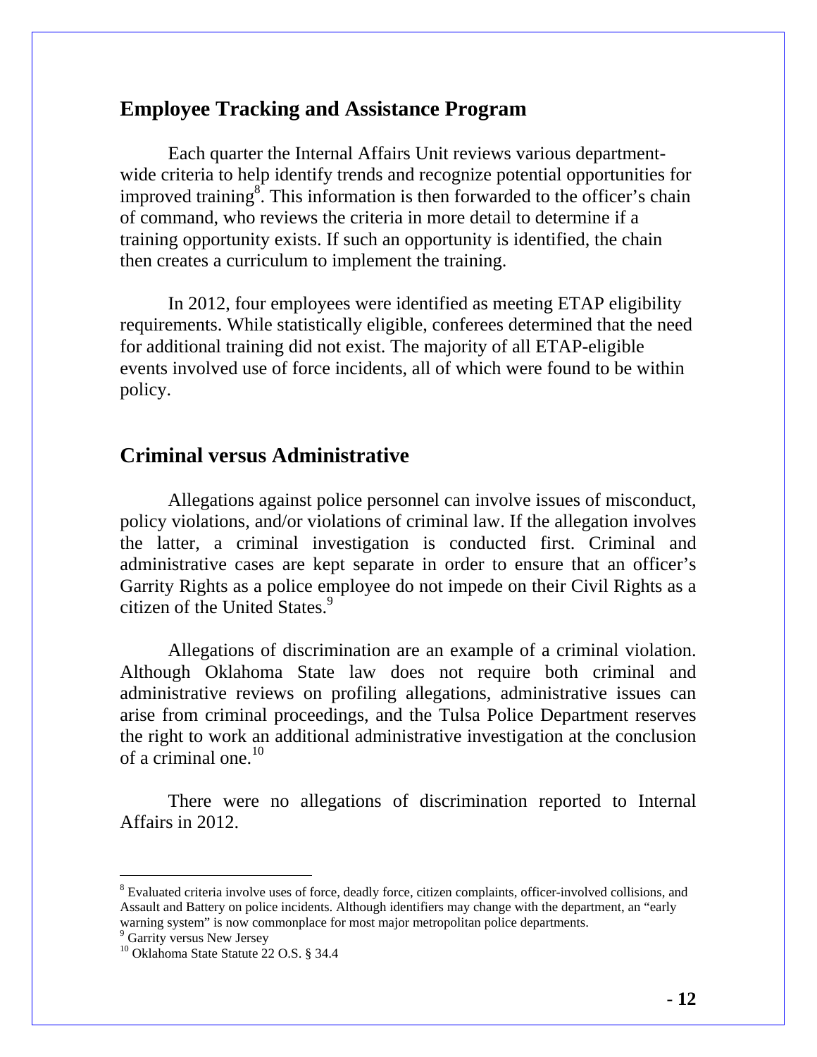## Employee Tracking and Assistance Program

Each quarter the Internal Affairs Unit reviews various department-wide criteria to help identify trends and recognize potential opportunities for improved training[8]. This information is then forwarded to the officer's chain of command, who reviews the criteria in more detail to determine if a training opportunity exists. If such an opportunity is identified, the chain then creates a curriculum to implement the training.

In 2012, four employees were identified as meeting ETAP eligibility requirements. While statistically eligible, conferees determined that the need for additional training did not exist. The majority of all ETAP-eligible events involved use of force incidents, all of which were found to be within policy.

## Criminal versus Administrative

Allegations against police personnel can involve issues of misconduct, policy violations, and/or violations of criminal law. If the allegation involves the latter, a criminal investigation is conducted first. Criminal and administrative cases are kept separate in order to ensure that an officer's Garrity Rights as a police employee do not impede on their Civil Rights as a citizen of the United States.[9]

Allegations of discrimination are an example of a criminal violation. Although Oklahoma State law does not require both criminal and administrative reviews on profiling allegations, administrative issues can arise from criminal proceedings, and the Tulsa Police Department reserves the right to work an additional administrative investigation at the conclusion of a criminal one.[10]

There were no allegations of discrimination reported to Internal Affairs in 2012.

---

[8] Evaluated criteria involve uses of force, deadly force, citizen complaints, officer-involved collisions, and Assault and Battery on police incidents. Although identifiers may change with the department, an "early warning system" is now commonplace for most major metropolitan police departments.

[9] Garrity versus New Jersey

[10] Oklahoma State Statute 22 O.S. § 34.4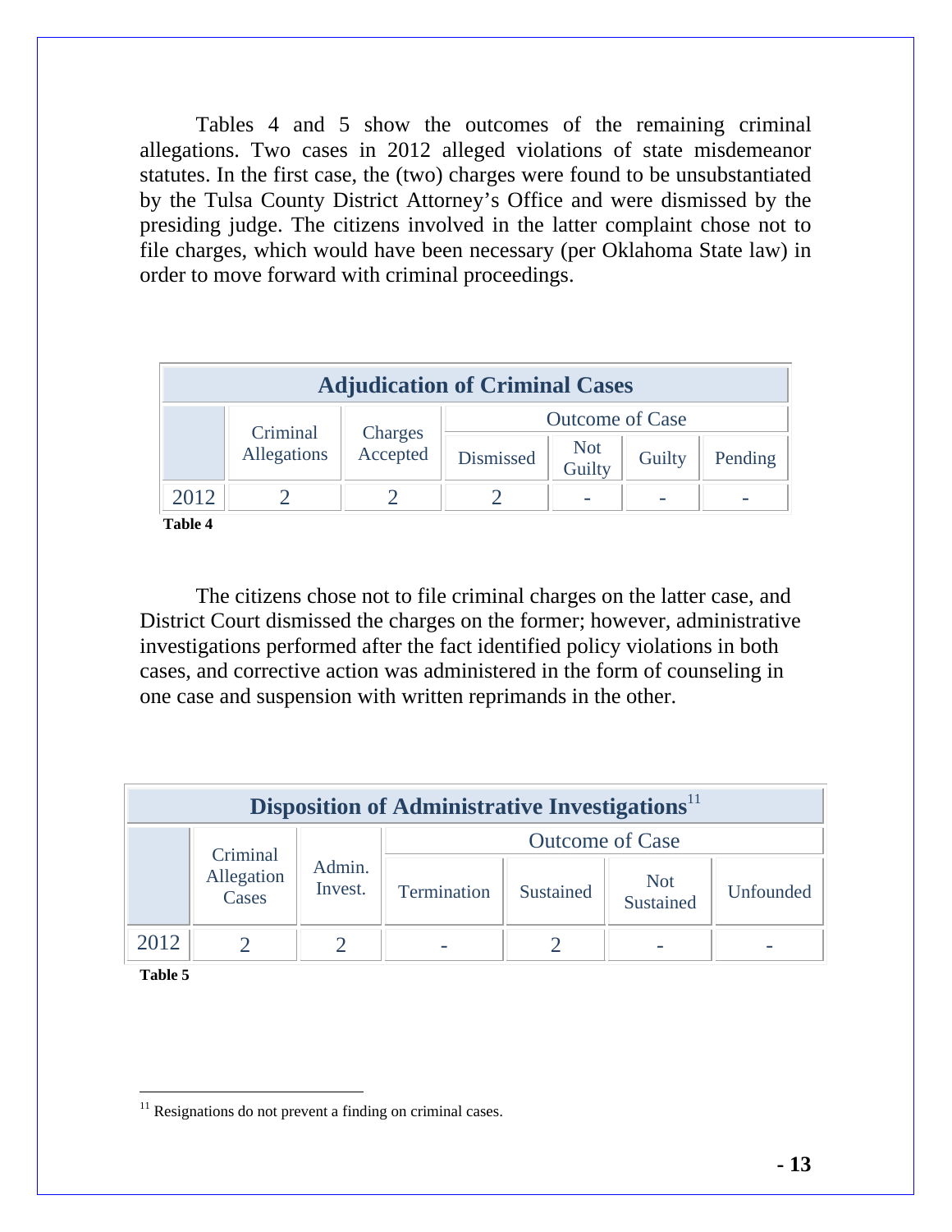Tables 4 and 5 show the outcomes of the remaining criminal allegations. Two cases in 2012 alleged violations of state misdemeanor statutes. In the first case, the (two) charges were found to be unsubstantiated by the Tulsa County District Attorney's Office and were dismissed by the presiding judge. The citizens involved in the latter complaint chose not to file charges, which would have been necessary (per Oklahoma State law) in order to move forward with criminal proceedings.

| Adjudication of Criminal Cases | | | | | | |
|---|---|---|---|---|---|---|
| | Criminal Allegations | Charges Accepted | Outcome of Case | | | |
| | | | Dismissed | Not Guilty | Guilty | Pending |
| 2012 | 2 | 2 | 2 | - | - | - |

**Table 4**

The citizens chose not to file criminal charges on the latter case, and District Court dismissed the charges on the former; however, administrative investigations performed after the fact identified policy violations in both cases, and corrective action was administered in the form of counseling in one case and suspension with written reprimands in the other.

| Disposition of Administrative Investigations[11] | | | | | | |
|---|---|---|---|---|---|---|
| | Criminal Allegation Cases | Admin. Invest. | Outcome of Case | | | |
| | | | Termination | Sustained | Not Sustained | Unfounded |
| 2012 | 2 | 2 | - | 2 | - | - |

**Table 5**

[11] Resignations do not prevent a finding on criminal cases.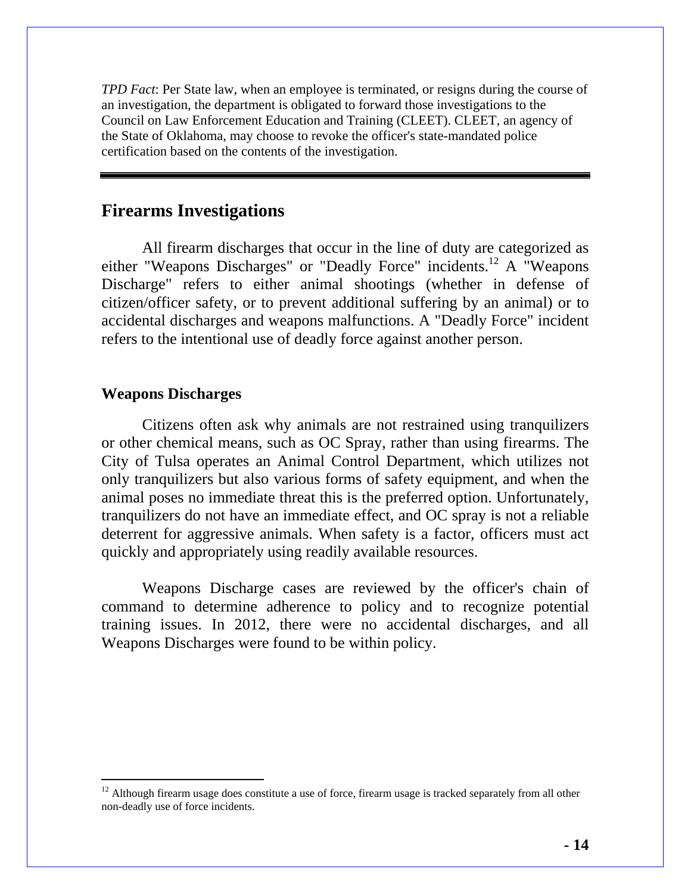*TPD Fact*: Per State law, when an employee is terminated, or resigns during the course of an investigation, the department is obligated to forward those investigations to the Council on Law Enforcement Education and Training (CLEET). CLEET, an agency of the State of Oklahoma, may choose to revoke the officer's state-mandated police certification based on the contents of the investigation.

---

## Firearms Investigations

All firearm discharges that occur in the line of duty are categorized as either "Weapons Discharges" or "Deadly Force" incidents.[12] A "Weapons Discharge" refers to either animal shootings (whether in defense of citizen/officer safety, or to prevent additional suffering by an animal) or to accidental discharges and weapons malfunctions. A "Deadly Force" incident refers to the intentional use of deadly force against another person.

### Weapons Discharges

Citizens often ask why animals are not restrained using tranquilizers or other chemical means, such as OC Spray, rather than using firearms. The City of Tulsa operates an Animal Control Department, which utilizes not only tranquilizers but also various forms of safety equipment, and when the animal poses no immediate threat this is the preferred option. Unfortunately, tranquilizers do not have an immediate effect, and OC spray is not a reliable deterrent for aggressive animals. When safety is a factor, officers must act quickly and appropriately using readily available resources.

Weapons Discharge cases are reviewed by the officer's chain of command to determine adherence to policy and to recognize potential training issues. In 2012, there were no accidental discharges, and all Weapons Discharges were found to be within policy.

---

[12] Although firearm usage does constitute a use of force, firearm usage is tracked separately from all other non-deadly use of force incidents.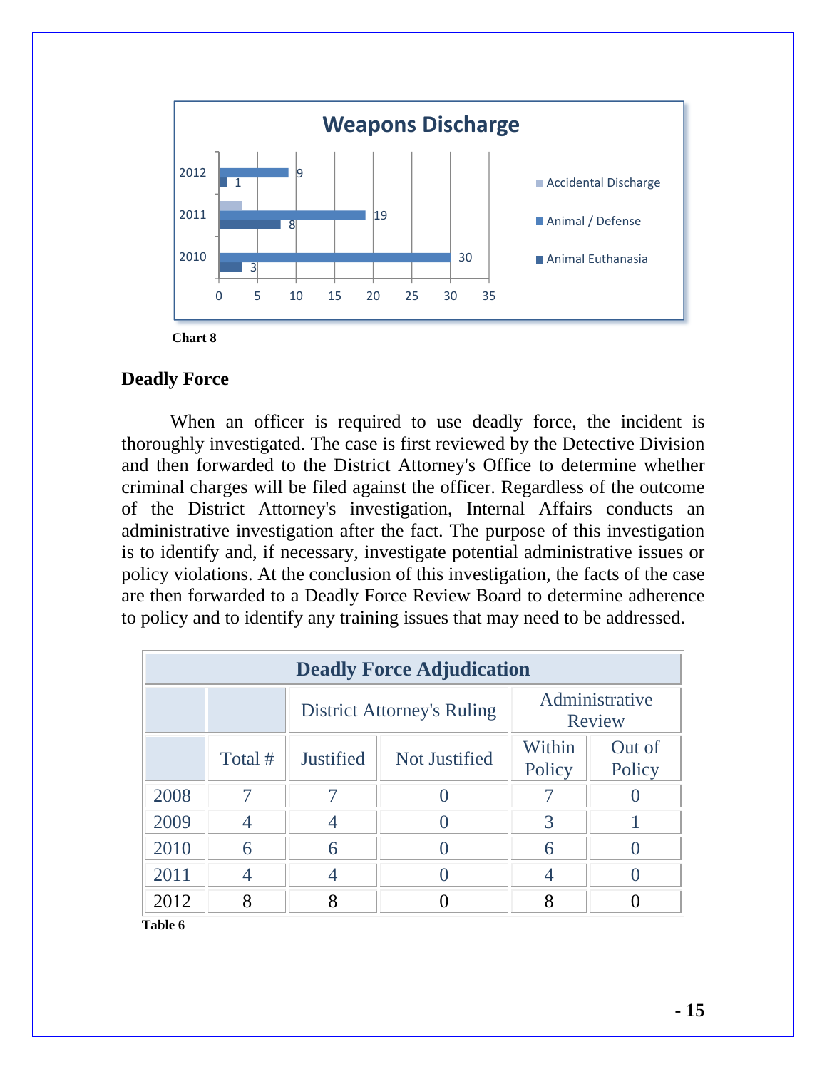**Weapons Discharge**

| Year | Accidental Discharge | Animal / Defense | Animal Euthanasia |
|---|---|---|---|
| 2012 | | 9 | 1 |
| 2011 | | 19 | 8 |
| 2010 | | 30 | 3 |

**Chart 8**

## Deadly Force

When an officer is required to use deadly force, the incident is thoroughly investigated. The case is first reviewed by the Detective Division and then forwarded to the District Attorney's Office to determine whether criminal charges will be filed against the officer. Regardless of the outcome of the District Attorney's investigation, Internal Affairs conducts an administrative investigation after the fact. The purpose of this investigation is to identify and, if necessary, investigate potential administrative issues or policy violations. At the conclusion of this investigation, the facts of the case are then forwarded to a Deadly Force Review Board to determine adherence to policy and to identify any training issues that may need to be addressed.

**Deadly Force Adjudication**

| | | District Attorney's Ruling | | Administrative Review | |
|---|---|---|---|---|---|
| | Total # | Justified | Not Justified | Within Policy | Out of Policy |
| 2008 | 7 | 7 | 0 | 7 | 0 |
| 2009 | 4 | 4 | 0 | 3 | 1 |
| 2010 | 6 | 6 | 0 | 6 | 0 |
| 2011 | 4 | 4 | 0 | 4 | 0 |
| 2012 | 8 | 8 | 0 | 8 | 0 |

**Table 6**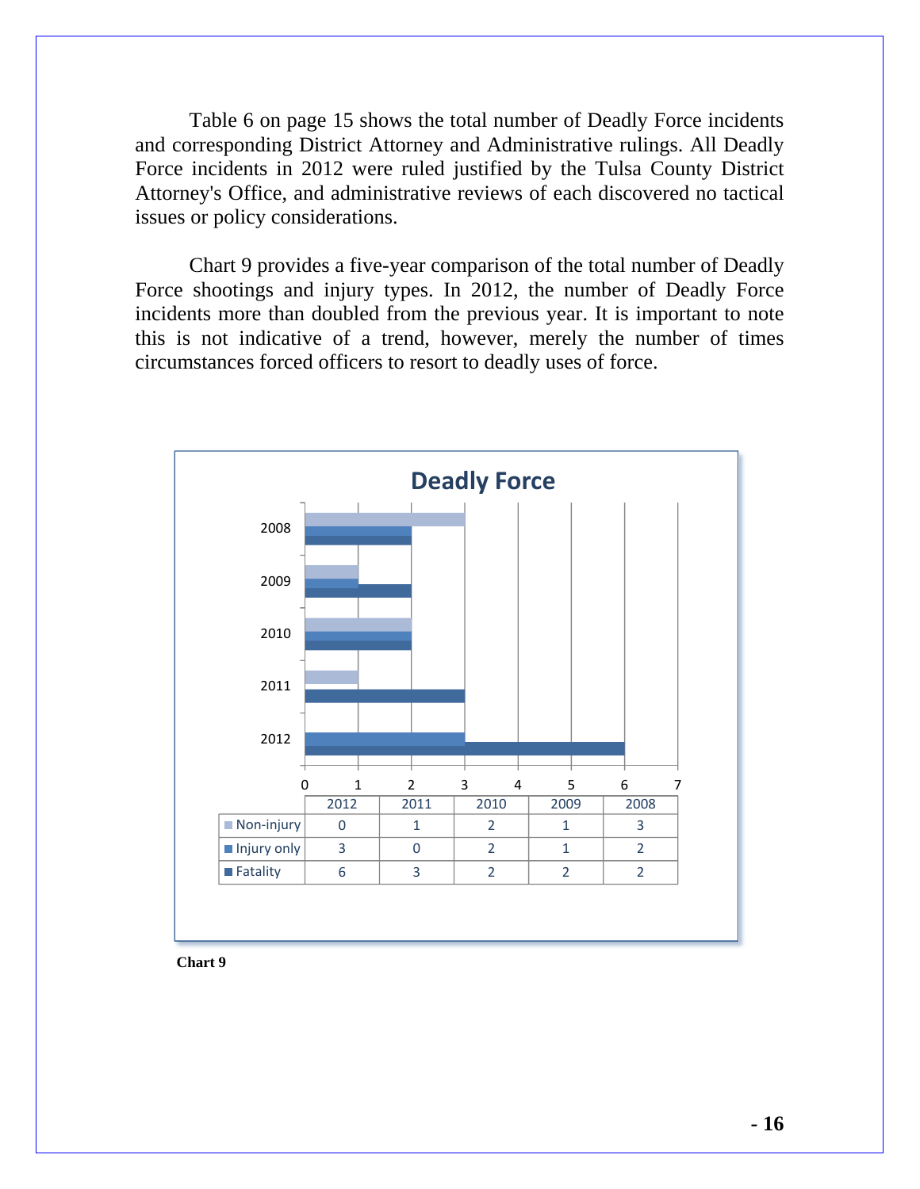Table 6 on page 15 shows the total number of Deadly Force incidents and corresponding District Attorney and Administrative rulings. All Deadly Force incidents in 2012 were ruled justified by the Tulsa County District Attorney's Office, and administrative reviews of each discovered no tactical issues or policy considerations.

Chart 9 provides a five-year comparison of the total number of Deadly Force shootings and injury types. In 2012, the number of Deadly Force incidents more than doubled from the previous year. It is important to note this is not indicative of a trend, however, merely the number of times circumstances forced officers to resort to deadly uses of force.

**Deadly Force**

| | 2012 | 2011 | 2010 | 2009 | 2008 |
|---|---|---|---|---|---|
| Non-injury | 0 | 1 | 2 | 1 | 3 |
| Injury only | 3 | 0 | 2 | 1 | 2 |
| Fatality | 6 | 3 | 2 | 2 | 2 |

**Chart 9**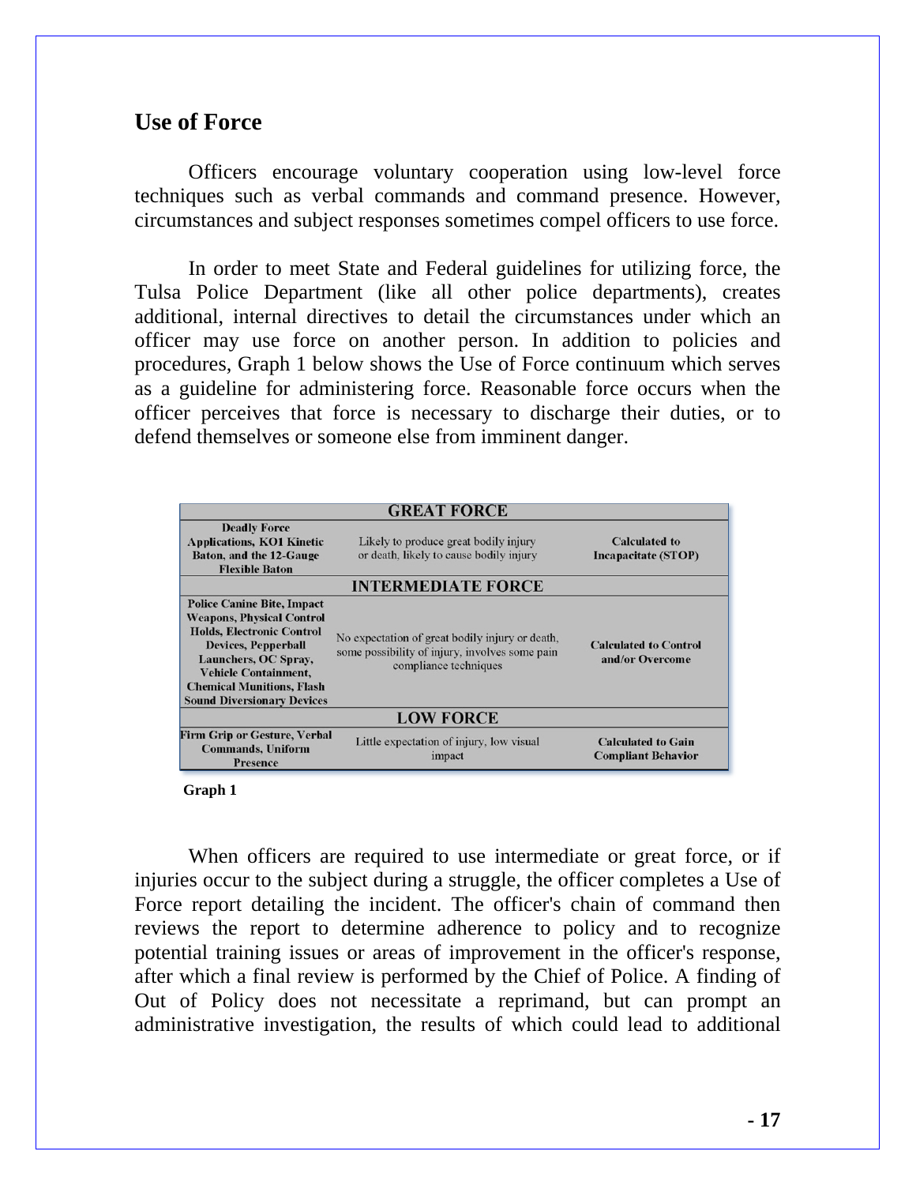## Use of Force

Officers encourage voluntary cooperation using low-level force techniques such as verbal commands and command presence. However, circumstances and subject responses sometimes compel officers to use force.

In order to meet State and Federal guidelines for utilizing force, the Tulsa Police Department (like all other police departments), creates additional, internal directives to detail the circumstances under which an officer may use force on another person. In addition to policies and procedures, Graph 1 below shows the Use of Force continuum which serves as a guideline for administering force. Reasonable force occurs when the officer perceives that force is necessary to discharge their duties, or to defend themselves or someone else from imminent danger.

| GREAT FORCE | | |
|---|---|---|
| **Deadly Force Applications, KO1 Kinetic Baton, and the 12-Gauge Flexible Baton** | Likely to produce great bodily injury or death, likely to cause bodily injury | **Calculated to Incapacitate (STOP)** |
| **INTERMEDIATE FORCE** | | |
| **Police Canine Bite, Impact Weapons, Physical Control Holds, Electronic Control Devices, Pepperball Launchers, OC Spray, Vehicle Containment, Chemical Munitions, Flash Sound Diversionary Devices** | No expectation of great bodily injury or death, some possibility of injury, involves some pain compliance techniques | **Calculated to Control and/or Overcome** |
| **LOW FORCE** | | |
| **Firm Grip or Gesture, Verbal Commands, Uniform Presence** | Little expectation of injury, low visual impact | **Calculated to Gain Compliant Behavior** |

**Graph 1**

When officers are required to use intermediate or great force, or if injuries occur to the subject during a struggle, the officer completes a Use of Force report detailing the incident. The officer's chain of command then reviews the report to determine adherence to policy and to recognize potential training issues or areas of improvement in the officer's response, after which a final review is performed by the Chief of Police. A finding of Out of Policy does not necessitate a reprimand, but can prompt an administrative investigation, the results of which could lead to additional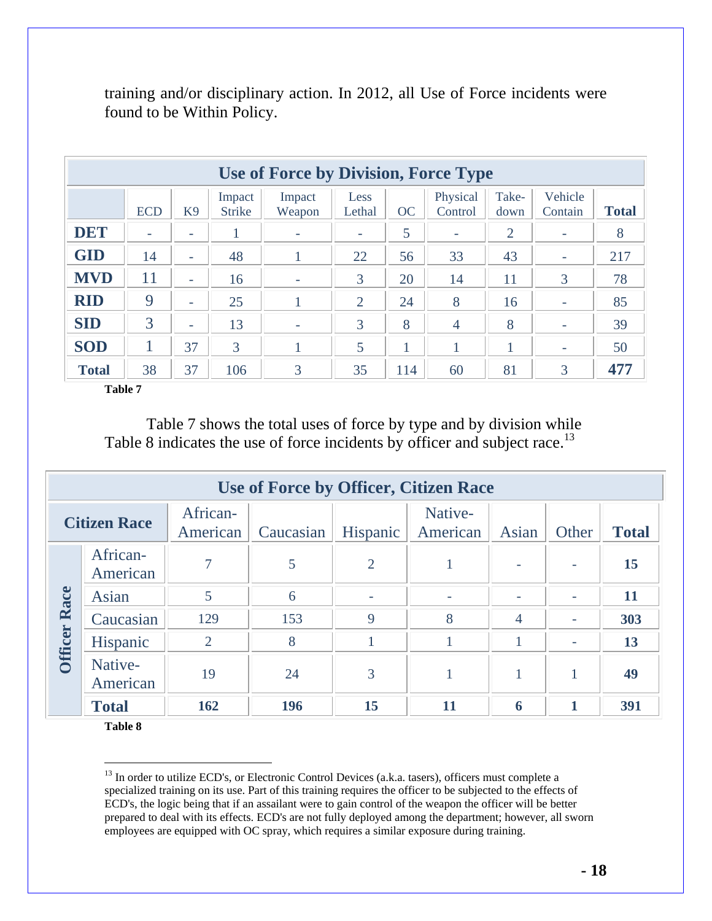training and/or disciplinary action. In 2012, all Use of Force incidents were found to be Within Policy.

| Use of Force by Division, Force Type | | | | | | | | | | |
|---|---|---|---|---|---|---|---|---|---|---|
| | ECD | K9 | Impact Strike | Impact Weapon | Less Lethal | OC | Physical Control | Take-down | Vehicle Contain | **Total** |
| **DET** | - | - | 1 | - | - | 5 | - | 2 | - | 8 |
| **GID** | 14 | - | 48 | 1 | 22 | 56 | 33 | 43 | - | 217 |
| **MVD** | 11 | - | 16 | - | 3 | 20 | 14 | 11 | 3 | 78 |
| **RID** | 9 | - | 25 | 1 | 2 | 24 | 8 | 16 | - | 85 |
| **SID** | 3 | - | 13 | - | 3 | 8 | 4 | 8 | - | 39 |
| **SOD** | 1 | 37 | 3 | 1 | 5 | 1 | 1 | 1 | - | 50 |
| **Total** | 38 | 37 | 106 | 3 | 35 | 114 | 60 | 81 | 3 | **477** |

**Table 7**

Table 7 shows the total uses of force by type and by division while Table 8 indicates the use of force incidents by officer and subject race.[13]

| Use of Force by Officer, Citizen Race | | | | | | | | |
|---|---|---|---|---|---|---|---|---|
| **Citizen Race** | | African-American | Caucasian | Hispanic | Native-American | Asian | Other | **Total** |
| **Officer Race** | African-American | 7 | 5 | 2 | 1 | - | - | **15** |
| | Asian | 5 | 6 | - | - | - | - | **11** |
| | Caucasian | 129 | 153 | 9 | 8 | 4 | - | **303** |
| | Hispanic | 2 | 8 | 1 | 1 | 1 | - | **13** |
| | Native-American | 19 | 24 | 3 | 1 | 1 | 1 | **49** |
| | **Total** | **162** | **196** | **15** | **11** | **6** | **1** | **391** |

**Table 8**

[13] In order to utilize ECD's, or Electronic Control Devices (a.k.a. tasers), officers must complete a specialized training on its use. Part of this training requires the officer to be subjected to the effects of ECD's, the logic being that if an assailant were to gain control of the weapon the officer will be better prepared to deal with its effects. ECD's are not fully deployed among the department; however, all sworn employees are equipped with OC spray, which requires a similar exposure during training.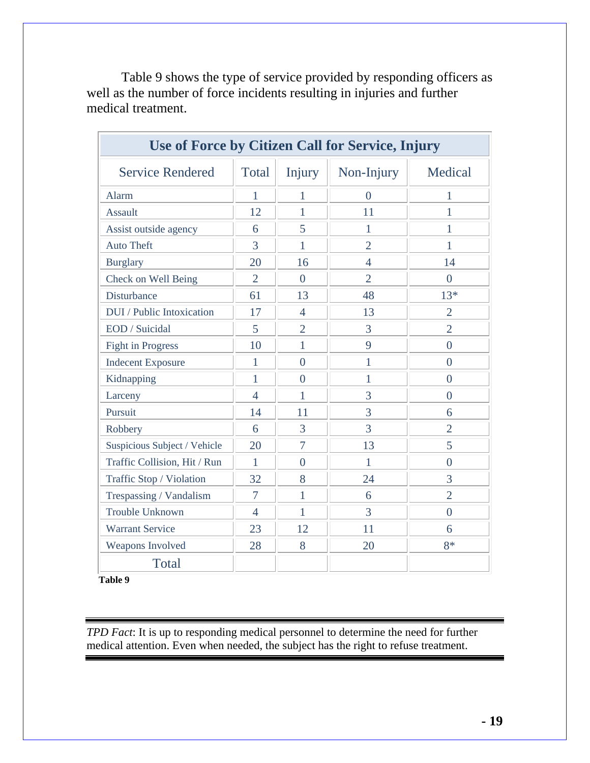Table 9 shows the type of service provided by responding officers as well as the number of force incidents resulting in injuries and further medical treatment.

| Use of Force by Citizen Call for Service, Injury | | | | |
|---|---|---|---|---|
| Service Rendered | Total | Injury | Non-Injury | Medical |
| Alarm | 1 | 1 | 0 | 1 |
| Assault | 12 | 1 | 11 | 1 |
| Assist outside agency | 6 | 5 | 1 | 1 |
| Auto Theft | 3 | 1 | 2 | 1 |
| Burglary | 20 | 16 | 4 | 14 |
| Check on Well Being | 2 | 0 | 2 | 0 |
| Disturbance | 61 | 13 | 48 | 13* |
| DUI / Public Intoxication | 17 | 4 | 13 | 2 |
| EOD / Suicidal | 5 | 2 | 3 | 2 |
| Fight in Progress | 10 | 1 | 9 | 0 |
| Indecent Exposure | 1 | 0 | 1 | 0 |
| Kidnapping | 1 | 0 | 1 | 0 |
| Larceny | 4 | 1 | 3 | 0 |
| Pursuit | 14 | 11 | 3 | 6 |
| Robbery | 6 | 3 | 3 | 2 |
| Suspicious Subject / Vehicle | 20 | 7 | 13 | 5 |
| Traffic Collision, Hit / Run | 1 | 0 | 1 | 0 |
| Traffic Stop / Violation | 32 | 8 | 24 | 3 |
| Trespassing / Vandalism | 7 | 1 | 6 | 2 |
| Trouble Unknown | 4 | 1 | 3 | 0 |
| Warrant Service | 23 | 12 | 11 | 6 |
| Weapons Involved | 28 | 8 | 20 | 8* |
| Total | | | | |

**Table 9**

*TPD Fact*: It is up to responding medical personnel to determine the need for further medical attention. Even when needed, the subject has the right to refuse treatment.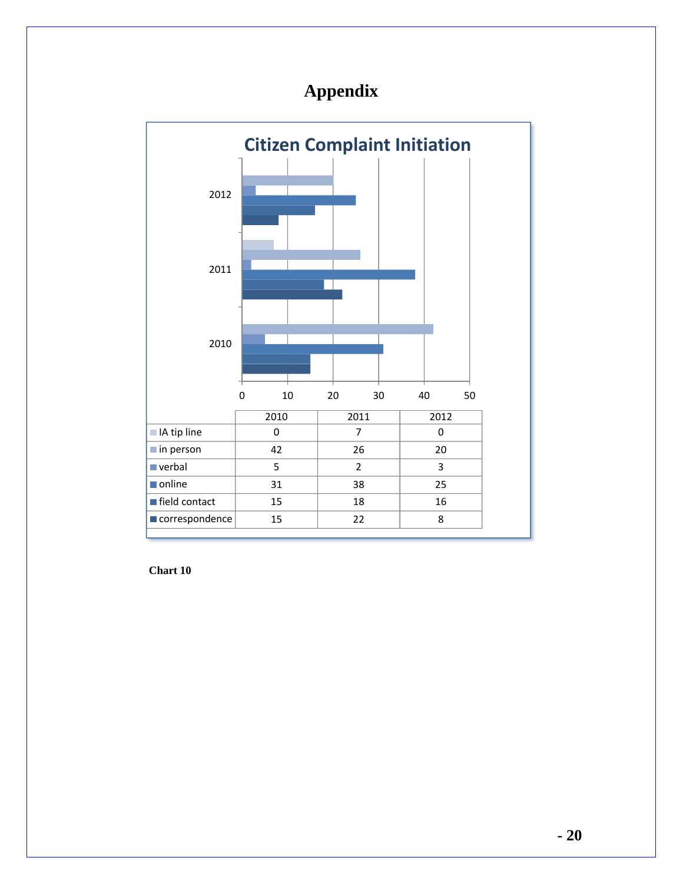# Appendix

## Citizen Complaint Initiation

|  | 2010 | 2011 | 2012 |
|---|---|---|---|
| IA tip line | 0 | 7 | 0 |
| in person | 42 | 26 | 20 |
| verbal | 5 | 2 | 3 |
| online | 31 | 38 | 25 |
| field contact | 15 | 18 | 16 |
| correspondence | 15 | 22 | 8 |

**Chart 10**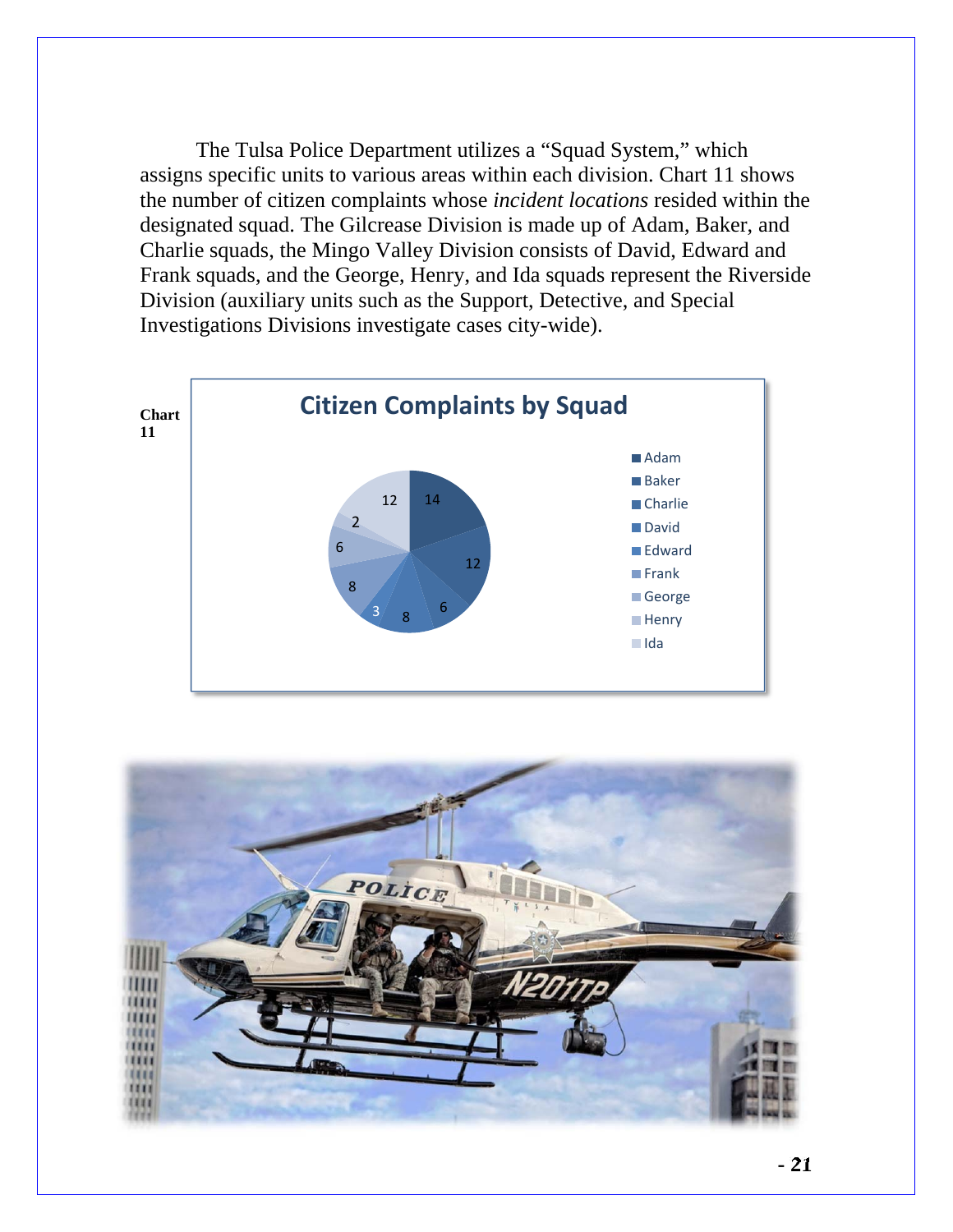The Tulsa Police Department utilizes a "Squad System," which assigns specific units to various areas within each division. Chart 11 shows the number of citizen complaints whose *incident locations* resided within the designated squad. The Gilcrease Division is made up of Adam, Baker, and Charlie squads, the Mingo Valley Division consists of David, Edward and Frank squads, and the George, Henry, and Ida squads represent the Riverside Division (auxiliary units such as the Support, Detective, and Special Investigations Divisions investigate cases city-wide).

**Chart 11**

**Citizen Complaints by Squad**

| Squad | Complaints |
|---|---|
| Adam | 14 |
| Baker | 12 |
| Charlie | 6 |
| David | 8 |
| Edward | 3 |
| Frank | 8 |
| George | 6 |
| Henry | 2 |
| Ida | 12 |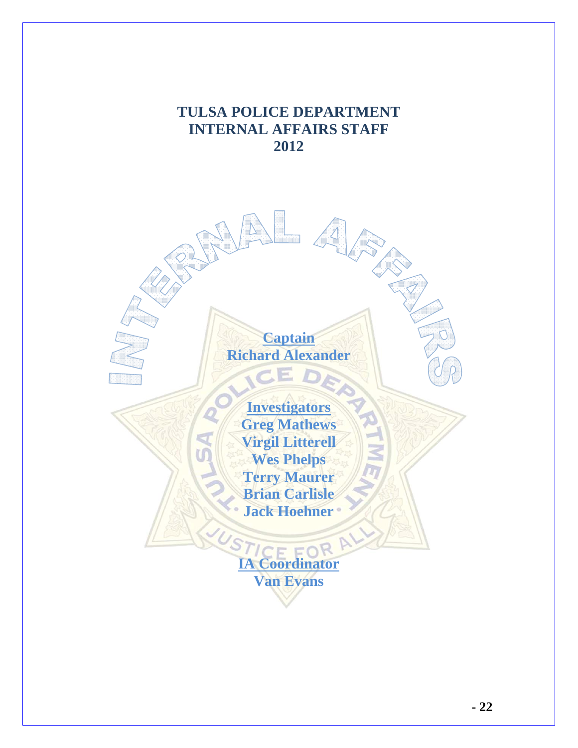# TULSA POLICE DEPARTMENT
# INTERNAL AFFAIRS STAFF
# 2012

INTERNAL AFFAIRS

**Captain**
**Richard Alexander**

**Investigators**
**Greg Mathews**
**Virgil Litterell**
**Wes Phelps**
**Terry Maurer**
**Brian Carlisle**
**Jack Hoehner**

**IA Coordinator**
**Van Evans**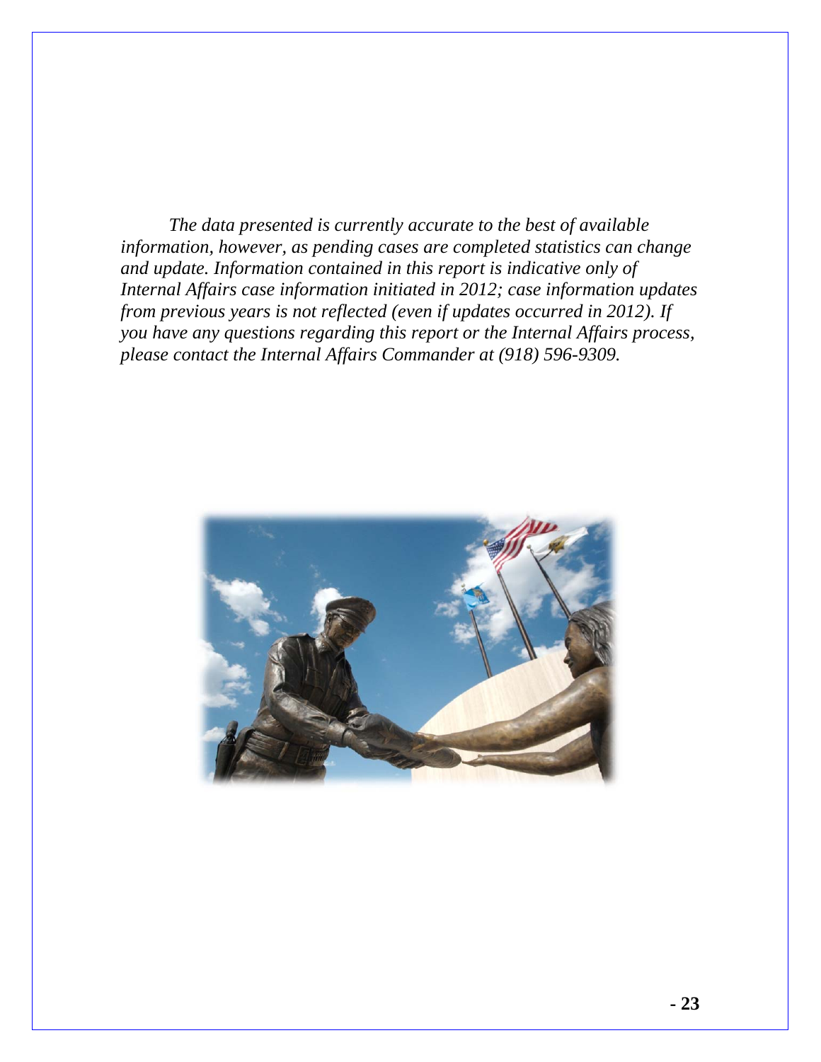*The data presented is currently accurate to the best of available information, however, as pending cases are completed statistics can change and update. Information contained in this report is indicative only of Internal Affairs case information initiated in 2012; case information updates from previous years is not reflected (even if updates occurred in 2012). If you have any questions regarding this report or the Internal Affairs process, please contact the Internal Affairs Commander at (918) 596-9309.*